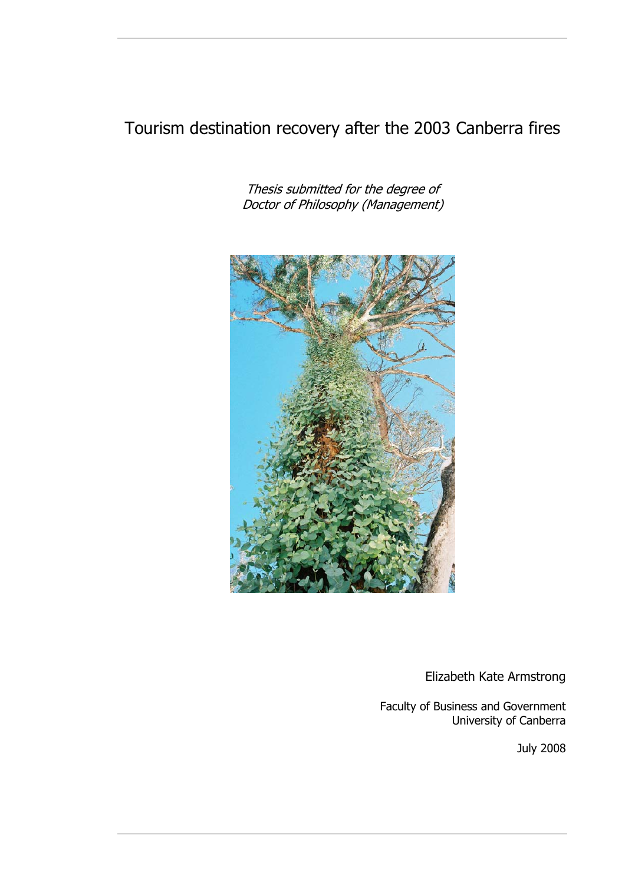# Tourism destination recovery after the 2003 Canberra fires

*Thesis submitted for the degree of*
*Doctor of Philosophy (Management)*

Elizabeth Kate Armstrong

Faculty of Business and Government
University of Canberra

July 2008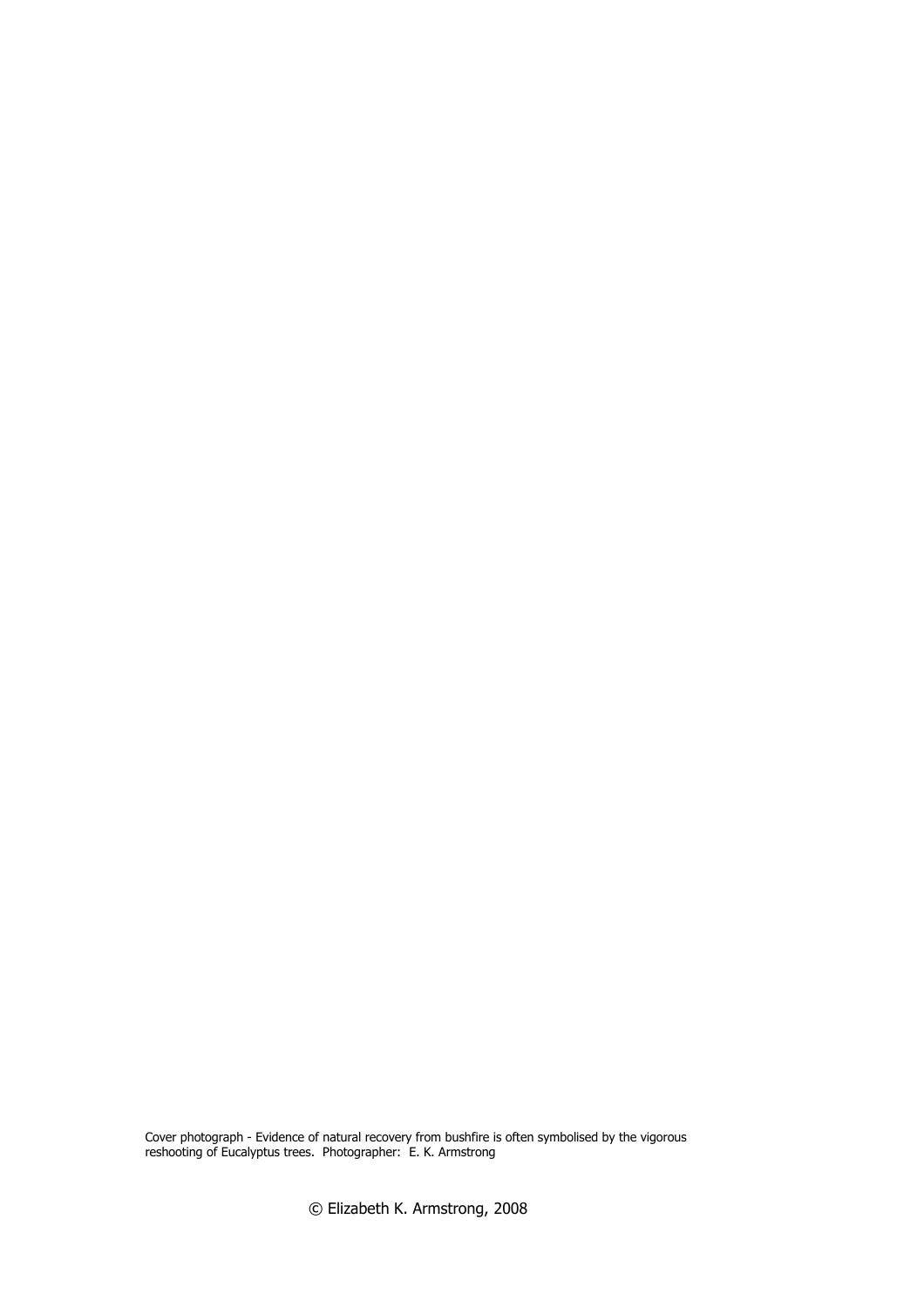Cover photograph - Evidence of natural recovery from bushfire is often symbolised by the vigorous reshooting of Eucalyptus trees. Photographer: E. K. Armstrong

© Elizabeth K. Armstrong, 2008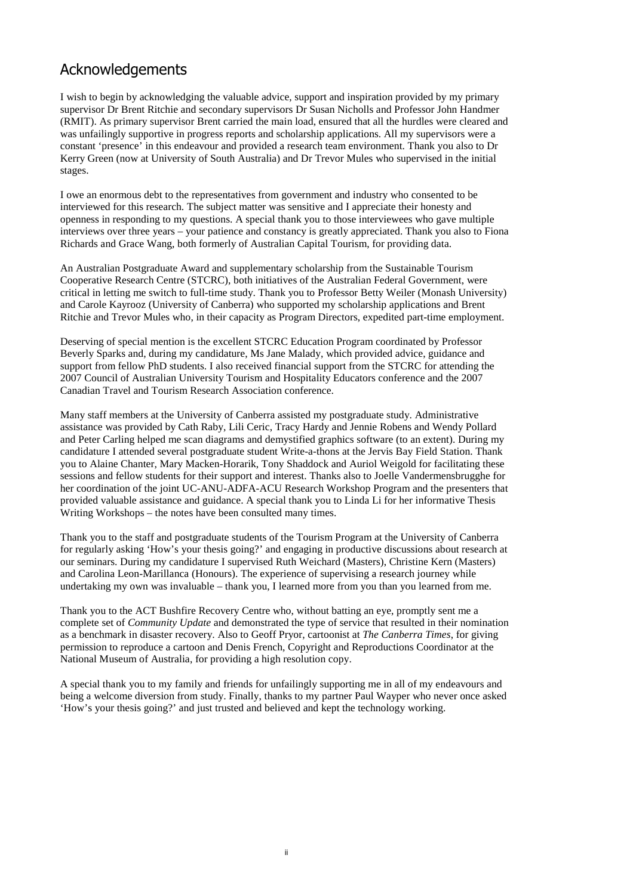## Acknowledgements

I wish to begin by acknowledging the valuable advice, support and inspiration provided by my primary supervisor Dr Brent Ritchie and secondary supervisors Dr Susan Nicholls and Professor John Handmer (RMIT). As primary supervisor Brent carried the main load, ensured that all the hurdles were cleared and was unfailingly supportive in progress reports and scholarship applications. All my supervisors were a constant 'presence' in this endeavour and provided a research team environment. Thank you also to Dr Kerry Green (now at University of South Australia) and Dr Trevor Mules who supervised in the initial stages.

I owe an enormous debt to the representatives from government and industry who consented to be interviewed for this research. The subject matter was sensitive and I appreciate their honesty and openness in responding to my questions. A special thank you to those interviewees who gave multiple interviews over three years – your patience and constancy is greatly appreciated. Thank you also to Fiona Richards and Grace Wang, both formerly of Australian Capital Tourism, for providing data.

An Australian Postgraduate Award and supplementary scholarship from the Sustainable Tourism Cooperative Research Centre (STCRC), both initiatives of the Australian Federal Government, were critical in letting me switch to full-time study. Thank you to Professor Betty Weiler (Monash University) and Carole Kayrooz (University of Canberra) who supported my scholarship applications and Brent Ritchie and Trevor Mules who, in their capacity as Program Directors, expedited part-time employment.

Deserving of special mention is the excellent STCRC Education Program coordinated by Professor Beverly Sparks and, during my candidature, Ms Jane Malady, which provided advice, guidance and support from fellow PhD students. I also received financial support from the STCRC for attending the 2007 Council of Australian University Tourism and Hospitality Educators conference and the 2007 Canadian Travel and Tourism Research Association conference.

Many staff members at the University of Canberra assisted my postgraduate study. Administrative assistance was provided by Cath Raby, Lili Ceric, Tracy Hardy and Jennie Robens and Wendy Pollard and Peter Carling helped me scan diagrams and demystified graphics software (to an extent). During my candidature I attended several postgraduate student Write-a-thons at the Jervis Bay Field Station. Thank you to Alaine Chanter, Mary Macken-Horarik, Tony Shaddock and Auriol Weigold for facilitating these sessions and fellow students for their support and interest. Thanks also to Joelle Vandermensbrugghe for her coordination of the joint UC-ANU-ADFA-ACU Research Workshop Program and the presenters that provided valuable assistance and guidance. A special thank you to Linda Li for her informative Thesis Writing Workshops – the notes have been consulted many times.

Thank you to the staff and postgraduate students of the Tourism Program at the University of Canberra for regularly asking 'How's your thesis going?' and engaging in productive discussions about research at our seminars. During my candidature I supervised Ruth Weichard (Masters), Christine Kern (Masters) and Carolina Leon-Marillanca (Honours). The experience of supervising a research journey while undertaking my own was invaluable – thank you, I learned more from you than you learned from me.

Thank you to the ACT Bushfire Recovery Centre who, without batting an eye, promptly sent me a complete set of *Community Update* and demonstrated the type of service that resulted in their nomination as a benchmark in disaster recovery. Also to Geoff Pryor, cartoonist at *The Canberra Times*, for giving permission to reproduce a cartoon and Denis French, Copyright and Reproductions Coordinator at the National Museum of Australia, for providing a high resolution copy.

A special thank you to my family and friends for unfailingly supporting me in all of my endeavours and being a welcome diversion from study. Finally, thanks to my partner Paul Wayper who never once asked 'How's your thesis going?' and just trusted and believed and kept the technology working.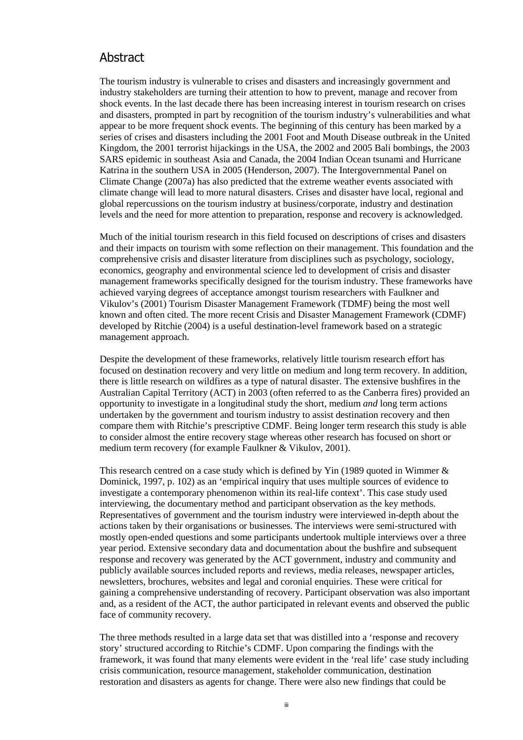## Abstract

The tourism industry is vulnerable to crises and disasters and increasingly government and industry stakeholders are turning their attention to how to prevent, manage and recover from shock events. In the last decade there has been increasing interest in tourism research on crises and disasters, prompted in part by recognition of the tourism industry's vulnerabilities and what appear to be more frequent shock events. The beginning of this century has been marked by a series of crises and disasters including the 2001 Foot and Mouth Disease outbreak in the United Kingdom, the 2001 terrorist hijackings in the USA, the 2002 and 2005 Bali bombings, the 2003 SARS epidemic in southeast Asia and Canada, the 2004 Indian Ocean tsunami and Hurricane Katrina in the southern USA in 2005 (Henderson, 2007). The Intergovernmental Panel on Climate Change (2007a) has also predicted that the extreme weather events associated with climate change will lead to more natural disasters. Crises and disaster have local, regional and global repercussions on the tourism industry at business/corporate, industry and destination levels and the need for more attention to preparation, response and recovery is acknowledged.

Much of the initial tourism research in this field focused on descriptions of crises and disasters and their impacts on tourism with some reflection on their management. This foundation and the comprehensive crisis and disaster literature from disciplines such as psychology, sociology, economics, geography and environmental science led to development of crisis and disaster management frameworks specifically designed for the tourism industry. These frameworks have achieved varying degrees of acceptance amongst tourism researchers with Faulkner and Vikulov's (2001) Tourism Disaster Management Framework (TDMF) being the most well known and often cited. The more recent Crisis and Disaster Management Framework (CDMF) developed by Ritchie (2004) is a useful destination-level framework based on a strategic management approach.

Despite the development of these frameworks, relatively little tourism research effort has focused on destination recovery and very little on medium and long term recovery. In addition, there is little research on wildfires as a type of natural disaster. The extensive bushfires in the Australian Capital Territory (ACT) in 2003 (often referred to as the Canberra fires) provided an opportunity to investigate in a longitudinal study the short, medium *and* long term actions undertaken by the government and tourism industry to assist destination recovery and then compare them with Ritchie's prescriptive CDMF. Being longer term research this study is able to consider almost the entire recovery stage whereas other research has focused on short or medium term recovery (for example Faulkner & Vikulov, 2001).

This research centred on a case study which is defined by Yin (1989 quoted in Wimmer & Dominick, 1997, p. 102) as an 'empirical inquiry that uses multiple sources of evidence to investigate a contemporary phenomenon within its real-life context'. This case study used interviewing, the documentary method and participant observation as the key methods. Representatives of government and the tourism industry were interviewed in-depth about the actions taken by their organisations or businesses. The interviews were semi-structured with mostly open-ended questions and some participants undertook multiple interviews over a three year period. Extensive secondary data and documentation about the bushfire and subsequent response and recovery was generated by the ACT government, industry and community and publicly available sources included reports and reviews, media releases, newspaper articles, newsletters, brochures, websites and legal and coronial enquiries. These were critical for gaining a comprehensive understanding of recovery. Participant observation was also important and, as a resident of the ACT, the author participated in relevant events and observed the public face of community recovery.

The three methods resulted in a large data set that was distilled into a 'response and recovery story' structured according to Ritchie's CDMF. Upon comparing the findings with the framework, it was found that many elements were evident in the 'real life' case study including crisis communication, resource management, stakeholder communication, destination restoration and disasters as agents for change. There were also new findings that could be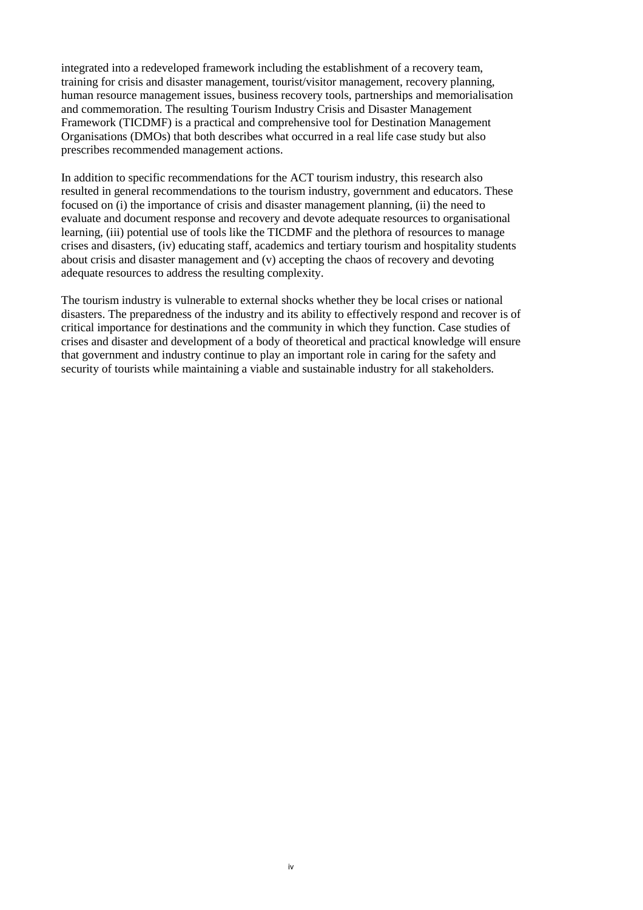integrated into a redeveloped framework including the establishment of a recovery team, training for crisis and disaster management, tourist/visitor management, recovery planning, human resource management issues, business recovery tools, partnerships and memorialisation and commemoration. The resulting Tourism Industry Crisis and Disaster Management Framework (TICDMF) is a practical and comprehensive tool for Destination Management Organisations (DMOs) that both describes what occurred in a real life case study but also prescribes recommended management actions.

In addition to specific recommendations for the ACT tourism industry, this research also resulted in general recommendations to the tourism industry, government and educators. These focused on (i) the importance of crisis and disaster management planning, (ii) the need to evaluate and document response and recovery and devote adequate resources to organisational learning, (iii) potential use of tools like the TICDMF and the plethora of resources to manage crises and disasters, (iv) educating staff, academics and tertiary tourism and hospitality students about crisis and disaster management and (v) accepting the chaos of recovery and devoting adequate resources to address the resulting complexity.

The tourism industry is vulnerable to external shocks whether they be local crises or national disasters. The preparedness of the industry and its ability to effectively respond and recover is of critical importance for destinations and the community in which they function. Case studies of crises and disaster and development of a body of theoretical and practical knowledge will ensure that government and industry continue to play an important role in caring for the safety and security of tourists while maintaining a viable and sustainable industry for all stakeholders.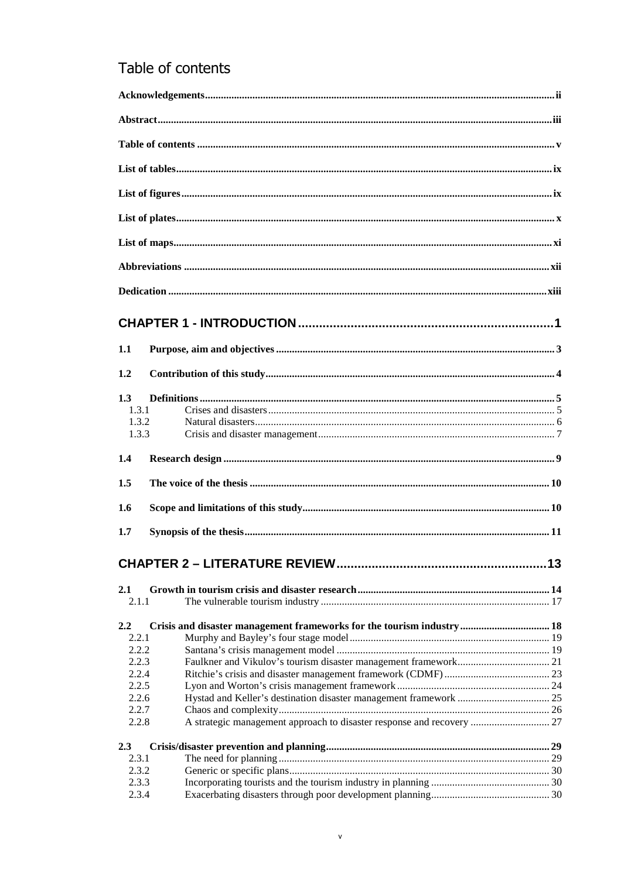# Table of contents

**Acknowledgements** ii

**Abstract** iii

**Table of contents** v

**List of tables** ix

**List of figures** ix

**List of plates** x

**List of maps** xi

**Abbreviations** xii

**Dedication** xiii

## CHAPTER 1 - INTRODUCTION 1

**1.1 Purpose, aim and objectives** 3

**1.2 Contribution of this study** 4

**1.3 Definitions** 5

- 1.3.1 Crises and disasters 5
- 1.3.2 Natural disasters 6
- 1.3.3 Crisis and disaster management 7

**1.4 Research design** 9

**1.5 The voice of the thesis** 10

**1.6 Scope and limitations of this study** 10

**1.7 Synopsis of the thesis** 11

## CHAPTER 2 – LITERATURE REVIEW 13

**2.1 Growth in tourism crisis and disaster research** 14

- 2.1.1 The vulnerable tourism industry 17

**2.2 Crisis and disaster management frameworks for the tourism industry** 18

- 2.2.1 Murphy and Bayley's four stage model 19
- 2.2.2 Santana's crisis management model 19
- 2.2.3 Faulkner and Vikulov's tourism disaster management framework 21
- 2.2.4 Ritchie's crisis and disaster management framework (CDMF) 23
- 2.2.5 Lyon and Worton's crisis management framework 24
- 2.2.6 Hystad and Keller's destination disaster management framework 25
- 2.2.7 Chaos and complexity 26
- 2.2.8 A strategic management approach to disaster response and recovery 27

**2.3 Crisis/disaster prevention and planning** 29

- 2.3.1 The need for planning 29
- 2.3.2 Generic or specific plans 30
- 2.3.3 Incorporating tourists and the tourism industry in planning 30
- 2.3.4 Exacerbating disasters through poor development planning 30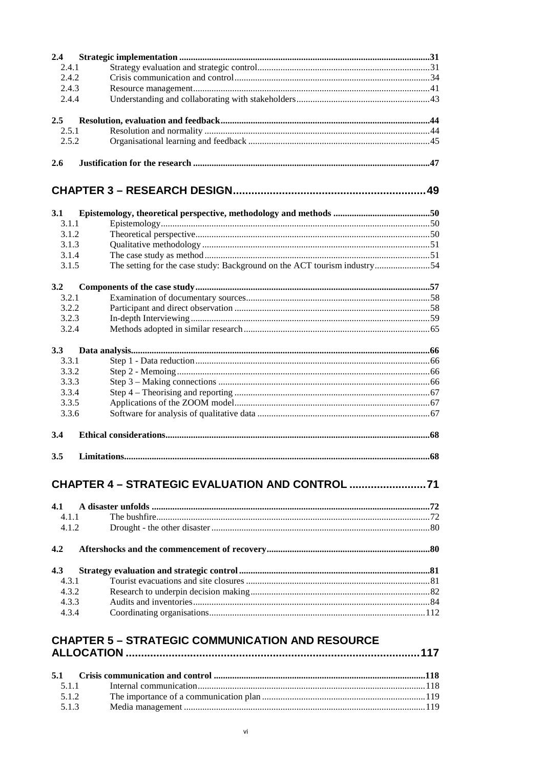**2.4 Strategic implementation** ... 31
- 2.4.1 Strategy evaluation and strategic control ... 31
- 2.4.2 Crisis communication and control ... 34
- 2.4.3 Resource management ... 41
- 2.4.4 Understanding and collaborating with stakeholders ... 43

**2.5 Resolution, evaluation and feedback** ... 44
- 2.5.1 Resolution and normality ... 44
- 2.5.2 Organisational learning and feedback ... 45

**2.6 Justification for the research** ... 47

## CHAPTER 3 – RESEARCH DESIGN ... 49

**3.1 Epistemology, theoretical perspective, methodology and methods** ... 50
- 3.1.1 Epistemology ... 50
- 3.1.2 Theoretical perspective ... 50
- 3.1.3 Qualitative methodology ... 51
- 3.1.4 The case study as method ... 51
- 3.1.5 The setting for the case study: Background on the ACT tourism industry ... 54

**3.2 Components of the case study** ... 57
- 3.2.1 Examination of documentary sources ... 58
- 3.2.2 Participant and direct observation ... 58
- 3.2.3 In-depth Interviewing ... 59
- 3.2.4 Methods adopted in similar research ... 65

**3.3 Data analysis** ... 66
- 3.3.1 Step 1 - Data reduction ... 66
- 3.3.2 Step 2 - Memoing ... 66
- 3.3.3 Step 3 – Making connections ... 66
- 3.3.4 Step 4 – Theorising and reporting ... 67
- 3.3.5 Applications of the ZOOM model ... 67
- 3.3.6 Software for analysis of qualitative data ... 67

**3.4 Ethical considerations** ... 68

**3.5 Limitations** ... 68

## CHAPTER 4 – STRATEGIC EVALUATION AND CONTROL ... 71

**4.1 A disaster unfolds** ... 72
- 4.1.1 The bushfire ... 72
- 4.1.2 Drought - the other disaster ... 80

**4.2 Aftershocks and the commencement of recovery** ... 80

**4.3 Strategy evaluation and strategic control** ... 81
- 4.3.1 Tourist evacuations and site closures ... 81
- 4.3.2 Research to underpin decision making ... 82
- 4.3.3 Audits and inventories ... 84
- 4.3.4 Coordinating organisations ... 112

## CHAPTER 5 – STRATEGIC COMMUNICATION AND RESOURCE ALLOCATION ... 117

**5.1 Crisis communication and control** ... 118
- 5.1.1 Internal communication ... 118
- 5.1.2 The importance of a communication plan ... 119
- 5.1.3 Media management ... 119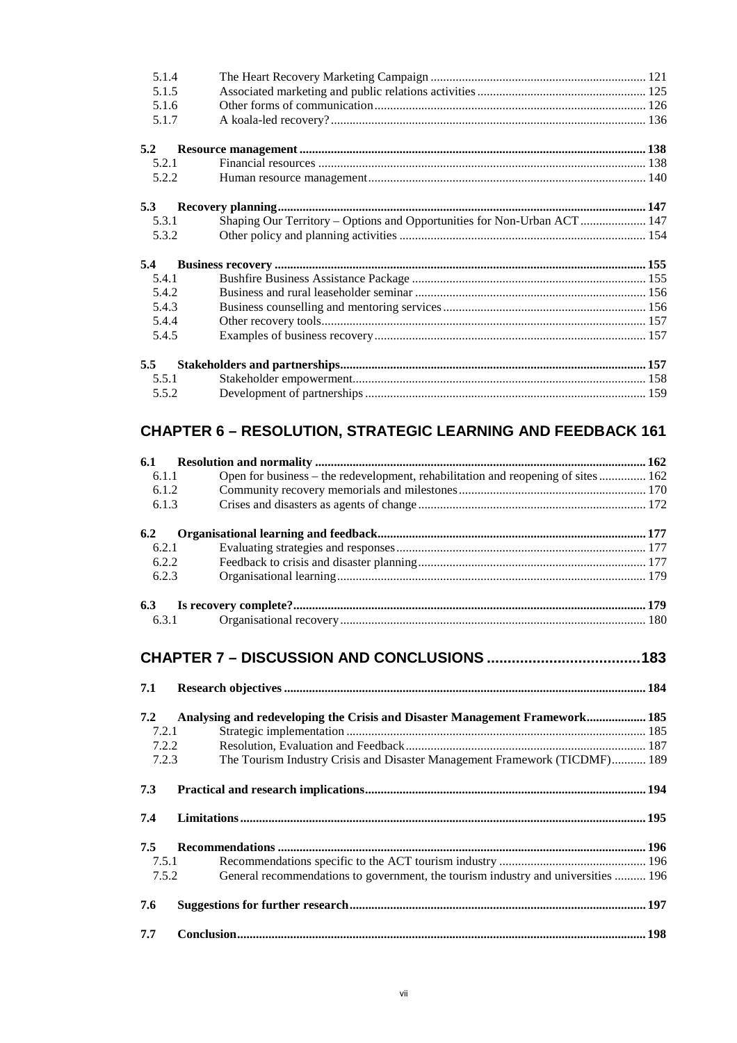| | | |
|---|---|---|
| 5.1.4 | The Heart Recovery Marketing Campaign | 121 |
| 5.1.5 | Associated marketing and public relations activities | 125 |
| 5.1.6 | Other forms of communication | 126 |
| 5.1.7 | A koala-led recovery? | 136 |
| **5.2** | **Resource management** | **138** |
| 5.2.1 | Financial resources | 138 |
| 5.2.2 | Human resource management | 140 |
| **5.3** | **Recovery planning** | **147** |
| 5.3.1 | Shaping Our Territory – Options and Opportunities for Non-Urban ACT | 147 |
| 5.3.2 | Other policy and planning activities | 154 |
| **5.4** | **Business recovery** | **155** |
| 5.4.1 | Bushfire Business Assistance Package | 155 |
| 5.4.2 | Business and rural leaseholder seminar | 156 |
| 5.4.3 | Business counselling and mentoring services | 156 |
| 5.4.4 | Other recovery tools | 157 |
| 5.4.5 | Examples of business recovery | 157 |
| **5.5** | **Stakeholders and partnerships** | **157** |
| 5.5.1 | Stakeholder empowerment | 158 |
| 5.5.2 | Development of partnerships | 159 |

## CHAPTER 6 – RESOLUTION, STRATEGIC LEARNING AND FEEDBACK 161

| | | |
|---|---|---|
| **6.1** | **Resolution and normality** | **162** |
| 6.1.1 | Open for business – the redevelopment, rehabilitation and reopening of sites | 162 |
| 6.1.2 | Community recovery memorials and milestones | 170 |
| 6.1.3 | Crises and disasters as agents of change | 172 |
| **6.2** | **Organisational learning and feedback** | **177** |
| 6.2.1 | Evaluating strategies and responses | 177 |
| 6.2.2 | Feedback to crisis and disaster planning | 177 |
| 6.2.3 | Organisational learning | 179 |
| **6.3** | **Is recovery complete?** | **179** |
| 6.3.1 | Organisational recovery | 180 |

## CHAPTER 7 – DISCUSSION AND CONCLUSIONS 183

| | | |
|---|---|---|
| **7.1** | **Research objectives** | **184** |
| **7.2** | **Analysing and redeveloping the Crisis and Disaster Management Framework** | **185** |
| 7.2.1 | Strategic implementation | 185 |
| 7.2.2 | Resolution, Evaluation and Feedback | 187 |
| 7.2.3 | The Tourism Industry Crisis and Disaster Management Framework (TICDMF) | 189 |
| **7.3** | **Practical and research implications** | **194** |
| **7.4** | **Limitations** | **195** |
| **7.5** | **Recommendations** | **196** |
| 7.5.1 | Recommendations specific to the ACT tourism industry | 196 |
| 7.5.2 | General recommendations to government, the tourism industry and universities | 196 |
| **7.6** | **Suggestions for further research** | **197** |
| **7.7** | **Conclusion** | **198** |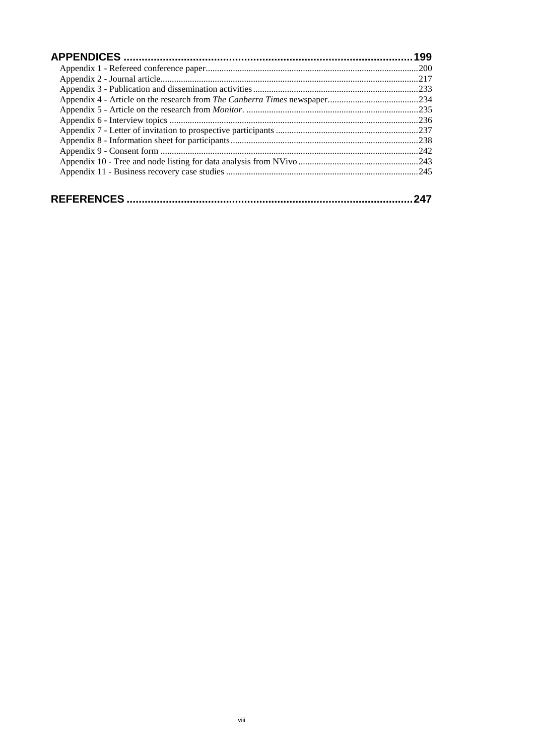**APPENDICES .......................................................................................199**

Appendix 1 - Refereed conference paper..........................................................................200
Appendix 2 - Journal article...............................................................................................217
Appendix 3 - Publication and dissemination activities......................................................233
Appendix 4 - Article on the research from *The Canberra Times* newspaper......................234
Appendix 5 - Article on the research from *Monitor*. .........................................................235
Appendix 6 - Interview topics ...........................................................................................236
Appendix 7 - Letter of invitation to prospective participants .............................................237
Appendix 8 - Information sheet for participants................................................................238
Appendix 9 - Consent form ...............................................................................................242
Appendix 10 - Tree and node listing for data analysis from NVivo..................................243
Appendix 11 - Business recovery case studies ..................................................................245

**REFERENCES .......................................................................................247**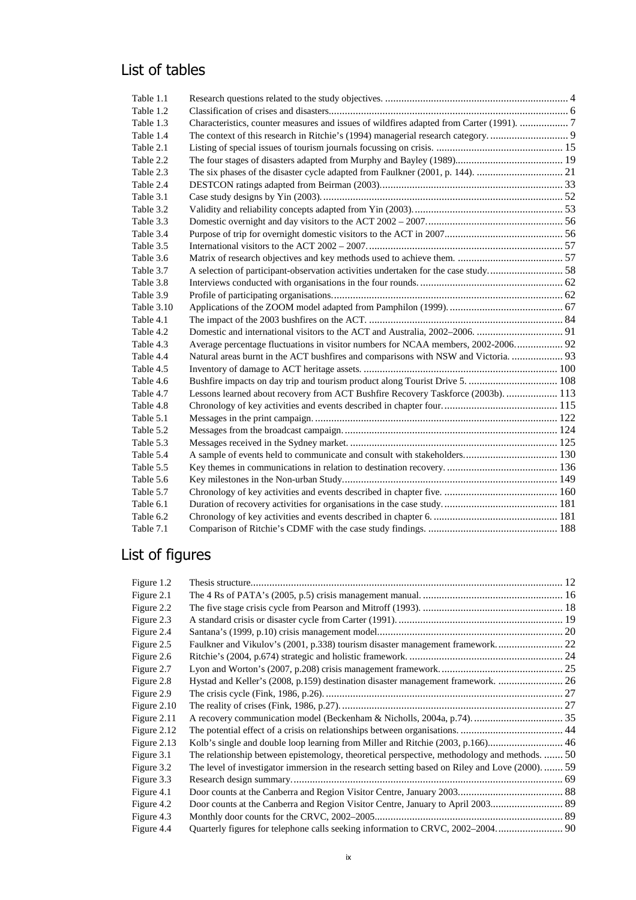## List of tables

| | | |
|---|---|---|
| Table 1.1 | Research questions related to the study objectives. | 4 |
| Table 1.2 | Classification of crises and disasters. | 6 |
| Table 1.3 | Characteristics, counter measures and issues of wildfires adapted from Carter (1991). | 7 |
| Table 1.4 | The context of this research in Ritchie's (1994) managerial research category. | 9 |
| Table 2.1 | Listing of special issues of tourism journals focussing on crisis. | 15 |
| Table 2.2 | The four stages of disasters adapted from Murphy and Bayley (1989). | 19 |
| Table 2.3 | The six phases of the disaster cycle adapted from Faulkner (2001, p. 144). | 21 |
| Table 2.4 | DESTCON ratings adapted from Beirman (2003). | 33 |
| Table 3.1 | Case study designs by Yin (2003). | 52 |
| Table 3.2 | Validity and reliability concepts adapted from Yin (2003). | 53 |
| Table 3.3 | Domestic overnight and day visitors to the ACT 2002 – 2007. | 56 |
| Table 3.4 | Purpose of trip for overnight domestic visitors to the ACT in 2007. | 56 |
| Table 3.5 | International visitors to the ACT 2002 – 2007. | 57 |
| Table 3.6 | Matrix of research objectives and key methods used to achieve them. | 57 |
| Table 3.7 | A selection of participant-observation activities undertaken for the case study. | 58 |
| Table 3.8 | Interviews conducted with organisations in the four rounds. | 62 |
| Table 3.9 | Profile of participating organisations. | 62 |
| Table 3.10 | Applications of the ZOOM model adapted from Pamphilon (1999). | 67 |
| Table 4.1 | The impact of the 2003 bushfires on the ACT. | 84 |
| Table 4.2 | Domestic and international visitors to the ACT and Australia, 2002–2006. | 91 |
| Table 4.3 | Average percentage fluctuations in visitor numbers for NCAA members, 2002-2006. | 92 |
| Table 4.4 | Natural areas burnt in the ACT bushfires and comparisons with NSW and Victoria. | 93 |
| Table 4.5 | Inventory of damage to ACT heritage assets. | 100 |
| Table 4.6 | Bushfire impacts on day trip and tourism product along Tourist Drive 5. | 108 |
| Table 4.7 | Lessons learned about recovery from ACT Bushfire Recovery Taskforce (2003b). | 113 |
| Table 4.8 | Chronology of key activities and events described in chapter four. | 115 |
| Table 5.1 | Messages in the print campaign. | 122 |
| Table 5.2 | Messages from the broadcast campaign. | 124 |
| Table 5.3 | Messages received in the Sydney market. | 125 |
| Table 5.4 | A sample of events held to communicate and consult with stakeholders. | 130 |
| Table 5.5 | Key themes in communications in relation to destination recovery. | 136 |
| Table 5.6 | Key milestones in the Non-urban Study. | 149 |
| Table 5.7 | Chronology of key activities and events described in chapter five. | 160 |
| Table 6.1 | Duration of recovery activities for organisations in the case study. | 181 |
| Table 6.2 | Chronology of key activities and events described in chapter 6. | 181 |
| Table 7.1 | Comparison of Ritchie's CDMF with the case study findings. | 188 |

## List of figures

| | | |
|---|---|---|
| Figure 1.2 | Thesis structure. | 12 |
| Figure 2.1 | The 4 Rs of PATA's (2005, p.5) crisis management manual. | 16 |
| Figure 2.2 | The five stage crisis cycle from Pearson and Mitroff (1993). | 18 |
| Figure 2.3 | A standard crisis or disaster cycle from Carter (1991). | 19 |
| Figure 2.4 | Santana's (1999, p.10) crisis management model. | 20 |
| Figure 2.5 | Faulkner and Vikulov's (2001, p.338) tourism disaster management framework. | 22 |
| Figure 2.6 | Ritchie's (2004, p.674) strategic and holistic framework. | 24 |
| Figure 2.7 | Lyon and Worton's (2007, p.208) crisis management framework. | 25 |
| Figure 2.8 | Hystad and Keller's (2008, p.159) destination disaster management framework. | 26 |
| Figure 2.9 | The crisis cycle (Fink, 1986, p.26). | 27 |
| Figure 2.10 | The reality of crises (Fink, 1986, p.27). | 27 |
| Figure 2.11 | A recovery communication model (Beckenham & Nicholls, 2004a, p.74). | 35 |
| Figure 2.12 | The potential effect of a crisis on relationships between organisations. | 44 |
| Figure 2.13 | Kolb's single and double loop learning from Miller and Ritchie (2003, p.166). | 46 |
| Figure 3.1 | The relationship between epistemology, theoretical perspective, methodology and methods. | 50 |
| Figure 3.2 | The level of investigator immersion in the research setting based on Riley and Love (2000). | 59 |
| Figure 3.3 | Research design summary. | 69 |
| Figure 4.1 | Door counts at the Canberra and Region Visitor Centre, January 2003. | 88 |
| Figure 4.2 | Door counts at the Canberra and Region Visitor Centre, January to April 2003. | 89 |
| Figure 4.3 | Monthly door counts for the CRVC, 2002–2005. | 89 |
| Figure 4.4 | Quarterly figures for telephone calls seeking information to CRVC, 2002–2004. | 90 |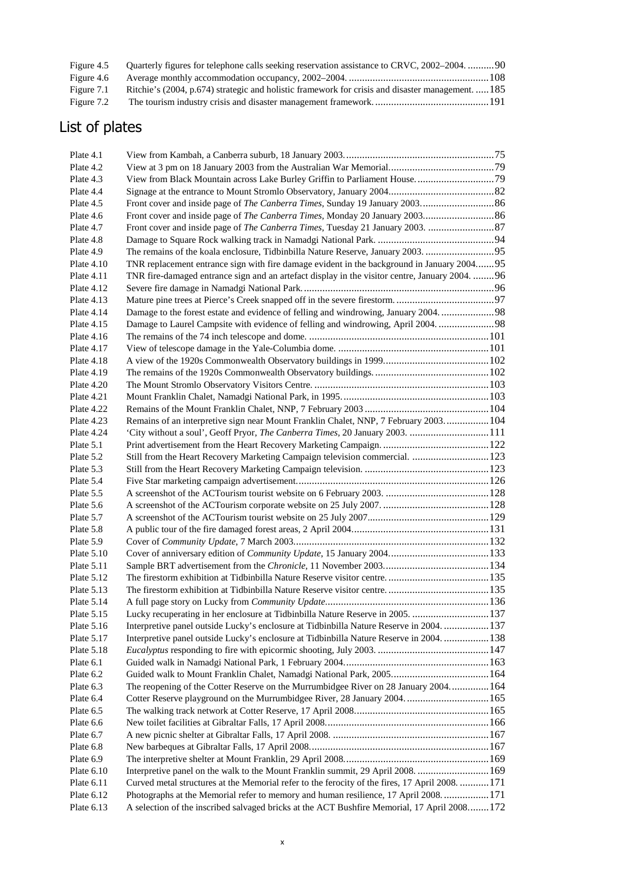| | | |
|---|---|---|
| Figure 4.5 | Quarterly figures for telephone calls seeking reservation assistance to CRVC, 2002–2004. | 90 |
| Figure 4.6 | Average monthly accommodation occupancy, 2002–2004. | 108 |
| Figure 7.1 | Ritchie's (2004, p.674) strategic and holistic framework for crisis and disaster management. | 185 |
| Figure 7.2 | The tourism industry crisis and disaster management framework. | 191 |

## List of plates

| | | |
|---|---|---|
| Plate 4.1 | View from Kambah, a Canberra suburb, 18 January 2003. | 75 |
| Plate 4.2 | View at 3 pm on 18 January 2003 from the Australian War Memorial. | 79 |
| Plate 4.3 | View from Black Mountain across Lake Burley Griffin to Parliament House. | 79 |
| Plate 4.4 | Signage at the entrance to Mount Stromlo Observatory, January 2004. | 82 |
| Plate 4.5 | Front cover and inside page of *The Canberra Times*, Sunday 19 January 2003. | 86 |
| Plate 4.6 | Front cover and inside page of *The Canberra Times*, Monday 20 January 2003. | 86 |
| Plate 4.7 | Front cover and inside page of *The Canberra Times*, Tuesday 21 January 2003. | 87 |
| Plate 4.8 | Damage to Square Rock walking track in Namadgi National Park. | 94 |
| Plate 4.9 | The remains of the koala enclosure, Tidbinbilla Nature Reserve, January 2003. | 95 |
| Plate 4.10 | TNR replacement entrance sign with fire damage evident in the background in January 2004. | 95 |
| Plate 4.11 | TNR fire-damaged entrance sign and an artefact display in the visitor centre, January 2004. | 96 |
| Plate 4.12 | Severe fire damage in Namadgi National Park. | 96 |
| Plate 4.13 | Mature pine trees at Pierce's Creek snapped off in the severe firestorm. | 97 |
| Plate 4.14 | Damage to the forest estate and evidence of felling and windrowing, January 2004. | 98 |
| Plate 4.15 | Damage to Laurel Campsite with evidence of felling and windrowing, April 2004. | 98 |
| Plate 4.16 | The remains of the 74 inch telescope and dome. | 101 |
| Plate 4.17 | View of telescope damage in the Yale-Columbia dome. | 101 |
| Plate 4.18 | A view of the 1920s Commonwealth Observatory buildings in 1999. | 102 |
| Plate 4.19 | The remains of the 1920s Commonwealth Observatory buildings. | 102 |
| Plate 4.20 | The Mount Stromlo Observatory Visitors Centre. | 103 |
| Plate 4.21 | Mount Franklin Chalet, Namadgi National Park, in 1995. | 103 |
| Plate 4.22 | Remains of the Mount Franklin Chalet, NNP, 7 February 2003 | 104 |
| Plate 4.23 | Remains of an interpretive sign near Mount Franklin Chalet, NNP, 7 February 2003. | 104 |
| Plate 4.24 | 'City without a soul', Geoff Pryor, *The Canberra Times*, 20 January 2003. | 111 |
| Plate 5.1 | Print advertisement from the Heart Recovery Marketing Campaign. | 122 |
| Plate 5.2 | Still from the Heart Recovery Marketing Campaign television commercial. | 123 |
| Plate 5.3 | Still from the Heart Recovery Marketing Campaign television. | 123 |
| Plate 5.4 | Five Star marketing campaign advertisement. | 126 |
| Plate 5.5 | A screenshot of the ACTourism tourist website on 6 February 2003. | 128 |
| Plate 5.6 | A screenshot of the ACTourism corporate website on 25 July 2007. | 128 |
| Plate 5.7 | A screenshot of the ACTourism tourist website on 25 July 2007. | 129 |
| Plate 5.8 | A public tour of the fire damaged forest areas, 2 April 2004. | 131 |
| Plate 5.9 | Cover of *Community Update*, 7 March 2003. | 132 |
| Plate 5.10 | Cover of anniversary edition of *Community Update*, 15 January 2004. | 133 |
| Plate 5.11 | Sample BRT advertisement from the *Chronicle*, 11 November 2003. | 134 |
| Plate 5.12 | The firestorm exhibition at Tidbinbilla Nature Reserve visitor centre. | 135 |
| Plate 5.13 | The firestorm exhibition at Tidbinbilla Nature Reserve visitor centre. | 135 |
| Plate 5.14 | A full page story on Lucky from *Community Update*. | 136 |
| Plate 5.15 | Lucky recuperating in her enclosure at Tidbinbilla Nature Reserve in 2005. | 137 |
| Plate 5.16 | Interpretive panel outside Lucky's enclosure at Tidbinbilla Nature Reserve in 2004. | 137 |
| Plate 5.17 | Interpretive panel outside Lucky's enclosure at Tidbinbilla Nature Reserve in 2004. | 138 |
| Plate 5.18 | *Eucalyptus* responding to fire with epicormic shooting, July 2003. | 147 |
| Plate 6.1 | Guided walk in Namadgi National Park, 1 February 2004. | 163 |
| Plate 6.2 | Guided walk to Mount Franklin Chalet, Namadgi National Park, 2005. | 164 |
| Plate 6.3 | The reopening of the Cotter Reserve on the Murrumbidgee River on 28 January 2004. | 164 |
| Plate 6.4 | Cotter Reserve playground on the Murrumbidgee River, 28 January 2004. | 165 |
| Plate 6.5 | The walking track network at Cotter Reserve, 17 April 2008. | 165 |
| Plate 6.6 | New toilet facilities at Gibraltar Falls, 17 April 2008. | 166 |
| Plate 6.7 | A new picnic shelter at Gibraltar Falls, 17 April 2008. | 167 |
| Plate 6.8 | New barbeques at Gibraltar Falls, 17 April 2008. | 167 |
| Plate 6.9 | The interpretive shelter at Mount Franklin, 29 April 2008. | 169 |
| Plate 6.10 | Interpretive panel on the walk to the Mount Franklin summit, 29 April 2008. | 169 |
| Plate 6.11 | Curved metal structures at the Memorial refer to the ferocity of the fires, 17 April 2008. | 171 |
| Plate 6.12 | Photographs at the Memorial refer to memory and human resilience, 17 April 2008. | 171 |
| Plate 6.13 | A selection of the inscribed salvaged bricks at the ACT Bushfire Memorial, 17 April 2008. | 172 |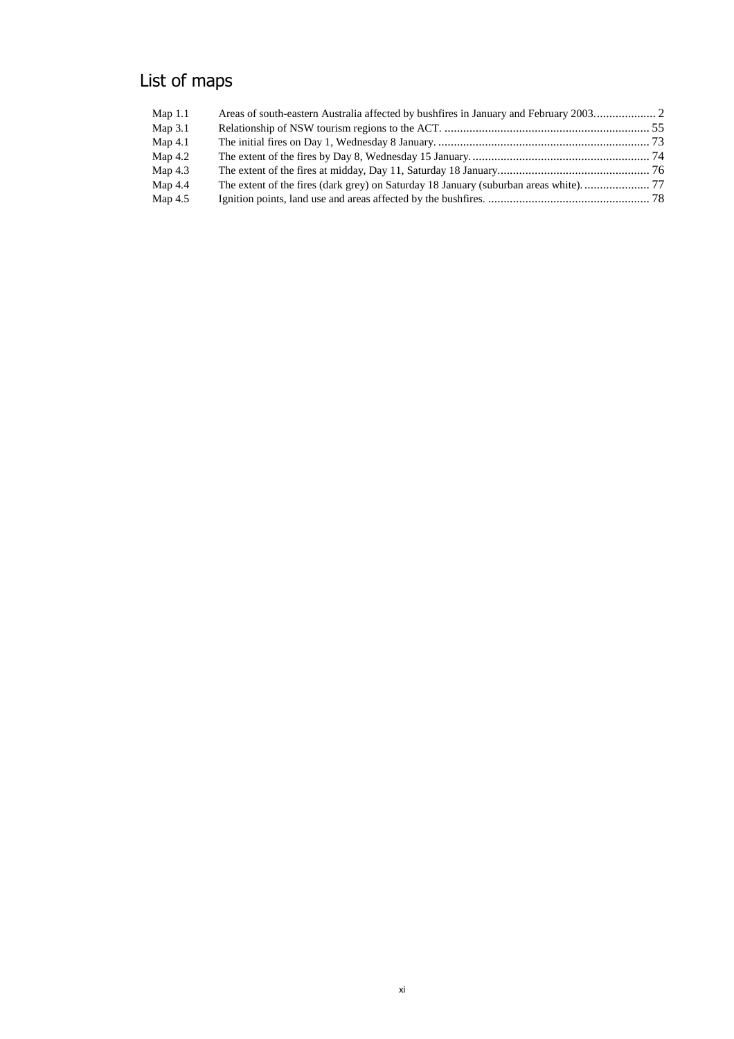# List of maps

| | | |
|---|---|---|
| Map 1.1 | Areas of south-eastern Australia affected by bushfires in January and February 2003 | 2 |
| Map 3.1 | Relationship of NSW tourism regions to the ACT. | 55 |
| Map 4.1 | The initial fires on Day 1, Wednesday 8 January. | 73 |
| Map 4.2 | The extent of the fires by Day 8, Wednesday 15 January. | 74 |
| Map 4.3 | The extent of the fires at midday, Day 11, Saturday 18 January. | 76 |
| Map 4.4 | The extent of the fires (dark grey) on Saturday 18 January (suburban areas white). | 77 |
| Map 4.5 | Ignition points, land use and areas affected by the bushfires. | 78 |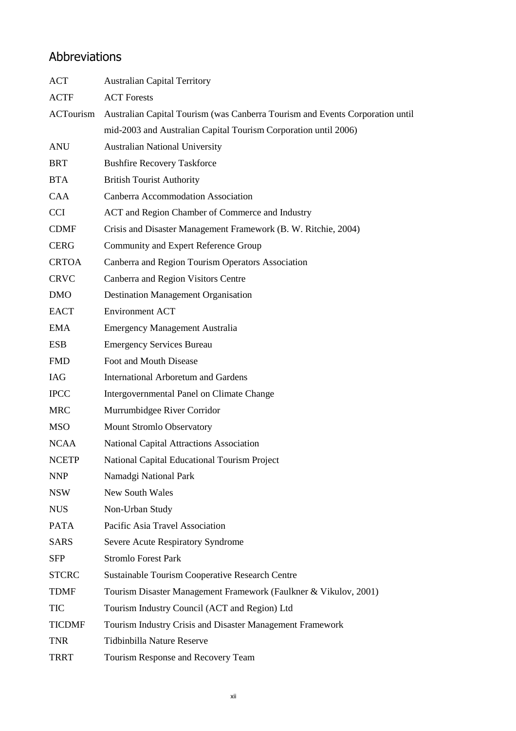## Abbreviations

| | |
|---|---|
| ACT | Australian Capital Territory |
| ACTF | ACT Forests |
| ACTourism | Australian Capital Tourism (was Canberra Tourism and Events Corporation until mid-2003 and Australian Capital Tourism Corporation until 2006) |
| ANU | Australian National University |
| BRT | Bushfire Recovery Taskforce |
| BTA | British Tourist Authority |
| CAA | Canberra Accommodation Association |
| CCI | ACT and Region Chamber of Commerce and Industry |
| CDMF | Crisis and Disaster Management Framework (B. W. Ritchie, 2004) |
| CERG | Community and Expert Reference Group |
| CRTOA | Canberra and Region Tourism Operators Association |
| CRVC | Canberra and Region Visitors Centre |
| DMO | Destination Management Organisation |
| EACT | Environment ACT |
| EMA | Emergency Management Australia |
| ESB | Emergency Services Bureau |
| FMD | Foot and Mouth Disease |
| IAG | International Arboretum and Gardens |
| IPCC | Intergovernmental Panel on Climate Change |
| MRC | Murrumbidgee River Corridor |
| MSO | Mount Stromlo Observatory |
| NCAA | National Capital Attractions Association |
| NCETP | National Capital Educational Tourism Project |
| NNP | Namadgi National Park |
| NSW | New South Wales |
| NUS | Non-Urban Study |
| PATA | Pacific Asia Travel Association |
| SARS | Severe Acute Respiratory Syndrome |
| SFP | Stromlo Forest Park |
| STCRC | Sustainable Tourism Cooperative Research Centre |
| TDMF | Tourism Disaster Management Framework (Faulkner & Vikulov, 2001) |
| TIC | Tourism Industry Council (ACT and Region) Ltd |
| TICDMF | Tourism Industry Crisis and Disaster Management Framework |
| TNR | Tidbinbilla Nature Reserve |
| TRRT | Tourism Response and Recovery Team |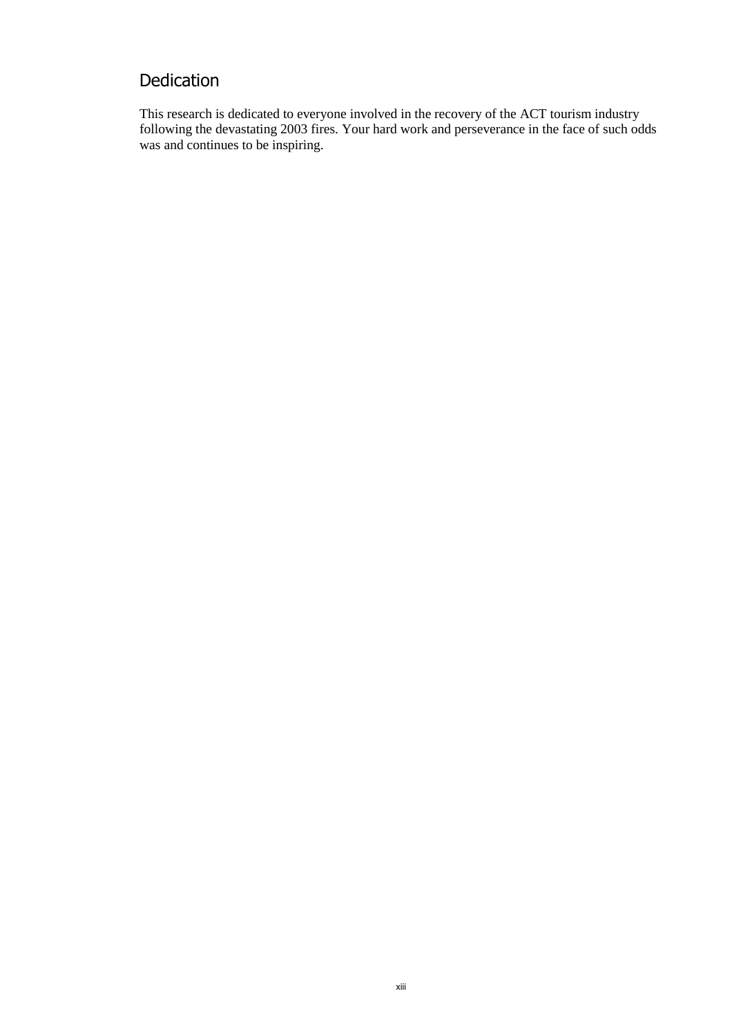# Dedication

This research is dedicated to everyone involved in the recovery of the ACT tourism industry following the devastating 2003 fires. Your hard work and perseverance in the face of such odds was and continues to be inspiring.